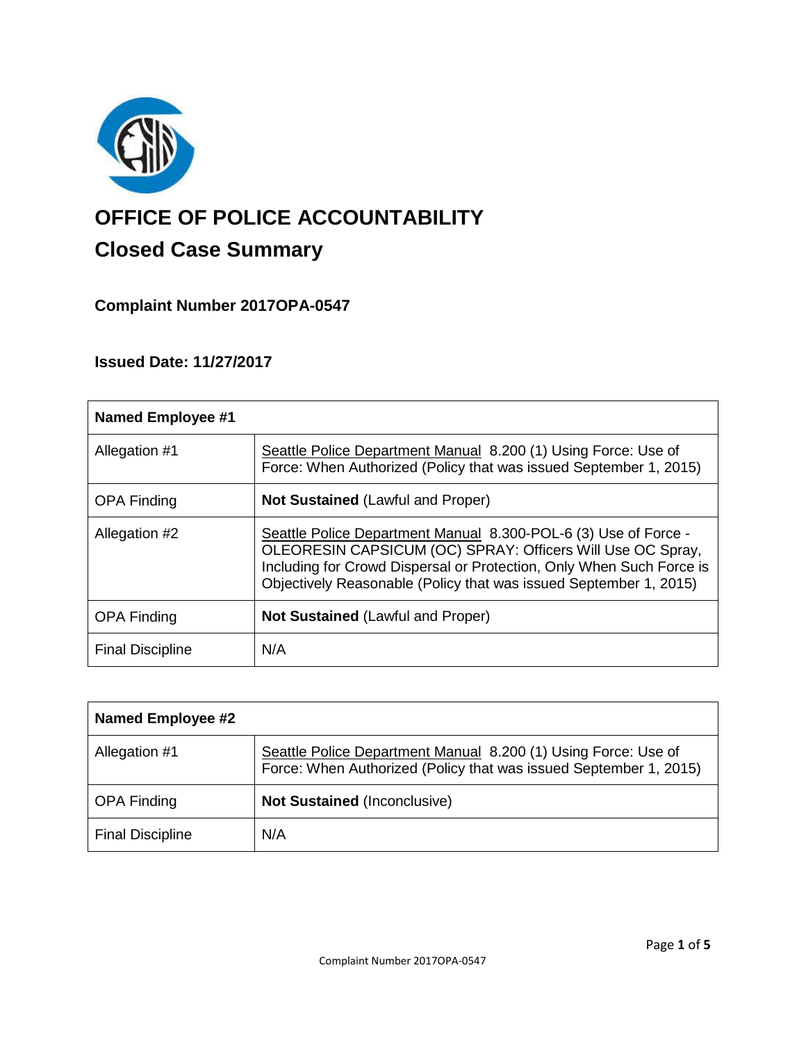# OFFICE OF POLICE ACCOUNTABILITY

## Closed Case Summary

### Complaint Number 2017OPA-0547

### Issued Date: 11/27/2017

| **Named Employee #1** | |
|---|---|
| Allegation #1 | Seattle Police Department Manual 8.200 (1) Using Force: Use of Force: When Authorized (Policy that was issued September 1, 2015) |
| OPA Finding | **Not Sustained** (Lawful and Proper) |
| Allegation #2 | Seattle Police Department Manual 8.300-POL-6 (3) Use of Force - OLEORESIN CAPSICUM (OC) SPRAY: Officers Will Use OC Spray, Including for Crowd Dispersal or Protection, Only When Such Force is Objectively Reasonable (Policy that was issued September 1, 2015) |
| OPA Finding | **Not Sustained** (Lawful and Proper) |
| Final Discipline | N/A |

| **Named Employee #2** | |
|---|---|
| Allegation #1 | Seattle Police Department Manual 8.200 (1) Using Force: Use of Force: When Authorized (Policy that was issued September 1, 2015) |
| OPA Finding | **Not Sustained** (Inconclusive) |
| Final Discipline | N/A |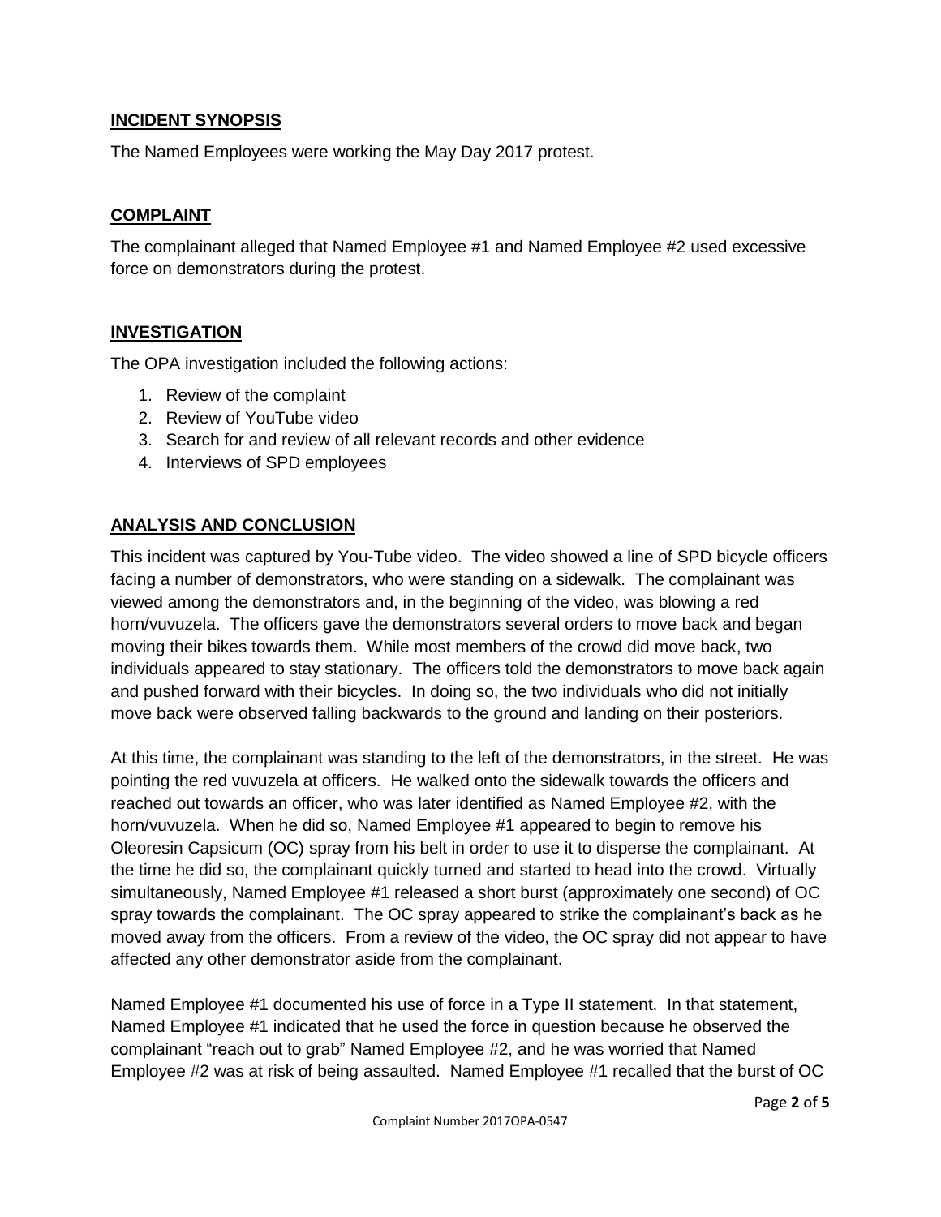## INCIDENT SYNOPSIS

The Named Employees were working the May Day 2017 protest.

## COMPLAINT

The complainant alleged that Named Employee #1 and Named Employee #2 used excessive force on demonstrators during the protest.

## INVESTIGATION

The OPA investigation included the following actions:

1. Review of the complaint
2. Review of YouTube video
3. Search for and review of all relevant records and other evidence
4. Interviews of SPD employees

## ANALYSIS AND CONCLUSION

This incident was captured by You-Tube video. The video showed a line of SPD bicycle officers facing a number of demonstrators, who were standing on a sidewalk. The complainant was viewed among the demonstrators and, in the beginning of the video, was blowing a red horn/vuvuzela. The officers gave the demonstrators several orders to move back and began moving their bikes towards them. While most members of the crowd did move back, two individuals appeared to stay stationary. The officers told the demonstrators to move back again and pushed forward with their bicycles. In doing so, the two individuals who did not initially move back were observed falling backwards to the ground and landing on their posteriors.

At this time, the complainant was standing to the left of the demonstrators, in the street. He was pointing the red vuvuzela at officers. He walked onto the sidewalk towards the officers and reached out towards an officer, who was later identified as Named Employee #2, with the horn/vuvuzela. When he did so, Named Employee #1 appeared to begin to remove his Oleoresin Capsicum (OC) spray from his belt in order to use it to disperse the complainant. At the time he did so, the complainant quickly turned and started to head into the crowd. Virtually simultaneously, Named Employee #1 released a short burst (approximately one second) of OC spray towards the complainant. The OC spray appeared to strike the complainant's back as he moved away from the officers. From a review of the video, the OC spray did not appear to have affected any other demonstrator aside from the complainant.

Named Employee #1 documented his use of force in a Type II statement. In that statement, Named Employee #1 indicated that he used the force in question because he observed the complainant "reach out to grab" Named Employee #2, and he was worried that Named Employee #2 was at risk of being assaulted. Named Employee #1 recalled that the burst of OC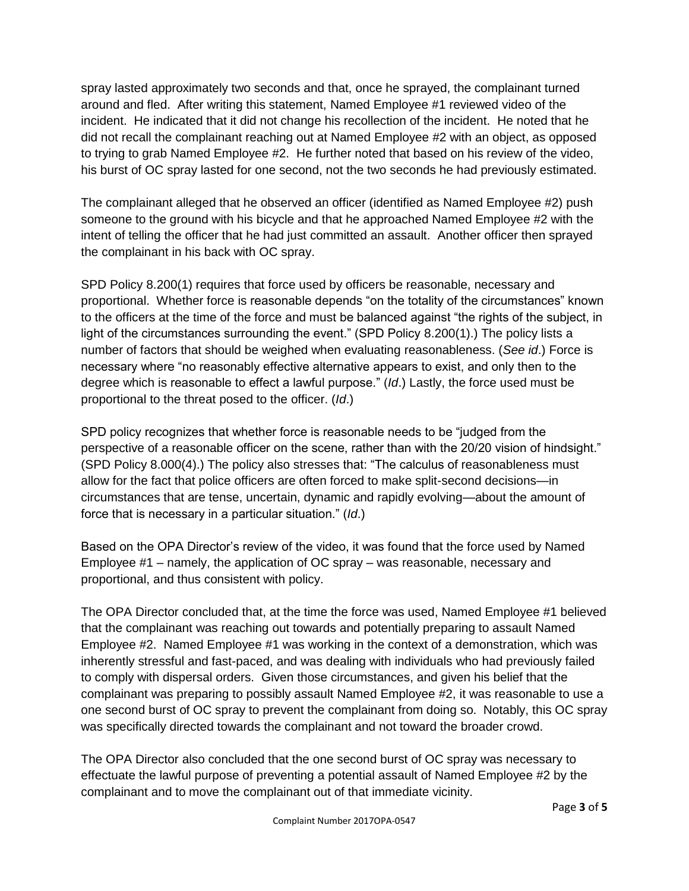spray lasted approximately two seconds and that, once he sprayed, the complainant turned around and fled. After writing this statement, Named Employee #1 reviewed video of the incident. He indicated that it did not change his recollection of the incident. He noted that he did not recall the complainant reaching out at Named Employee #2 with an object, as opposed to trying to grab Named Employee #2. He further noted that based on his review of the video, his burst of OC spray lasted for one second, not the two seconds he had previously estimated.

The complainant alleged that he observed an officer (identified as Named Employee #2) push someone to the ground with his bicycle and that he approached Named Employee #2 with the intent of telling the officer that he had just committed an assault. Another officer then sprayed the complainant in his back with OC spray.

SPD Policy 8.200(1) requires that force used by officers be reasonable, necessary and proportional. Whether force is reasonable depends "on the totality of the circumstances" known to the officers at the time of the force and must be balanced against "the rights of the subject, in light of the circumstances surrounding the event." (SPD Policy 8.200(1).) The policy lists a number of factors that should be weighed when evaluating reasonableness. (*See id*.) Force is necessary where "no reasonably effective alternative appears to exist, and only then to the degree which is reasonable to effect a lawful purpose." (*Id*.) Lastly, the force used must be proportional to the threat posed to the officer. (*Id*.)

SPD policy recognizes that whether force is reasonable needs to be "judged from the perspective of a reasonable officer on the scene, rather than with the 20/20 vision of hindsight." (SPD Policy 8.000(4).) The policy also stresses that: "The calculus of reasonableness must allow for the fact that police officers are often forced to make split-second decisions—in circumstances that are tense, uncertain, dynamic and rapidly evolving—about the amount of force that is necessary in a particular situation." (*Id*.)

Based on the OPA Director's review of the video, it was found that the force used by Named Employee #1 – namely, the application of OC spray – was reasonable, necessary and proportional, and thus consistent with policy.

The OPA Director concluded that, at the time the force was used, Named Employee #1 believed that the complainant was reaching out towards and potentially preparing to assault Named Employee #2. Named Employee #1 was working in the context of a demonstration, which was inherently stressful and fast-paced, and was dealing with individuals who had previously failed to comply with dispersal orders. Given those circumstances, and given his belief that the complainant was preparing to possibly assault Named Employee #2, it was reasonable to use a one second burst of OC spray to prevent the complainant from doing so. Notably, this OC spray was specifically directed towards the complainant and not toward the broader crowd.

The OPA Director also concluded that the one second burst of OC spray was necessary to effectuate the lawful purpose of preventing a potential assault of Named Employee #2 by the complainant and to move the complainant out of that immediate vicinity.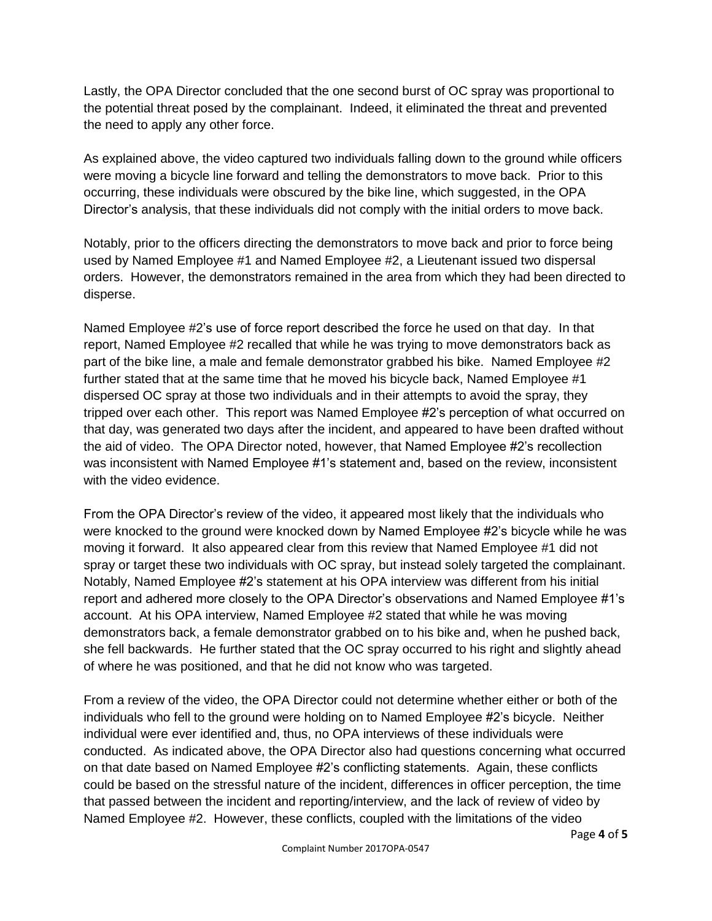Lastly, the OPA Director concluded that the one second burst of OC spray was proportional to the potential threat posed by the complainant. Indeed, it eliminated the threat and prevented the need to apply any other force.

As explained above, the video captured two individuals falling down to the ground while officers were moving a bicycle line forward and telling the demonstrators to move back. Prior to this occurring, these individuals were obscured by the bike line, which suggested, in the OPA Director's analysis, that these individuals did not comply with the initial orders to move back.

Notably, prior to the officers directing the demonstrators to move back and prior to force being used by Named Employee #1 and Named Employee #2, a Lieutenant issued two dispersal orders. However, the demonstrators remained in the area from which they had been directed to disperse.

Named Employee #2's use of force report described the force he used on that day. In that report, Named Employee #2 recalled that while he was trying to move demonstrators back as part of the bike line, a male and female demonstrator grabbed his bike. Named Employee #2 further stated that at the same time that he moved his bicycle back, Named Employee #1 dispersed OC spray at those two individuals and in their attempts to avoid the spray, they tripped over each other. This report was Named Employee #2's perception of what occurred on that day, was generated two days after the incident, and appeared to have been drafted without the aid of video. The OPA Director noted, however, that Named Employee #2's recollection was inconsistent with Named Employee #1's statement and, based on the review, inconsistent with the video evidence.

From the OPA Director's review of the video, it appeared most likely that the individuals who were knocked to the ground were knocked down by Named Employee #2's bicycle while he was moving it forward. It also appeared clear from this review that Named Employee #1 did not spray or target these two individuals with OC spray, but instead solely targeted the complainant. Notably, Named Employee #2's statement at his OPA interview was different from his initial report and adhered more closely to the OPA Director's observations and Named Employee #1's account. At his OPA interview, Named Employee #2 stated that while he was moving demonstrators back, a female demonstrator grabbed on to his bike and, when he pushed back, she fell backwards. He further stated that the OC spray occurred to his right and slightly ahead of where he was positioned, and that he did not know who was targeted.

From a review of the video, the OPA Director could not determine whether either or both of the individuals who fell to the ground were holding on to Named Employee #2's bicycle. Neither individual were ever identified and, thus, no OPA interviews of these individuals were conducted. As indicated above, the OPA Director also had questions concerning what occurred on that date based on Named Employee #2's conflicting statements. Again, these conflicts could be based on the stressful nature of the incident, differences in officer perception, the time that passed between the incident and reporting/interview, and the lack of review of video by Named Employee #2. However, these conflicts, coupled with the limitations of the video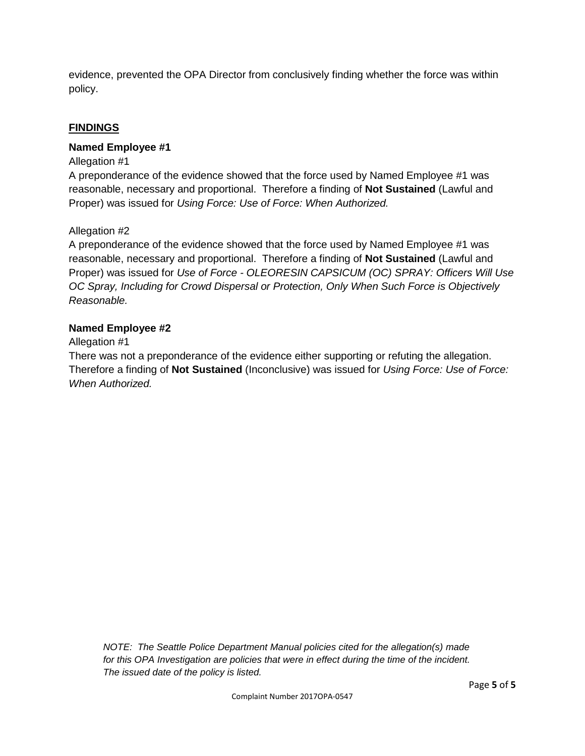evidence, prevented the OPA Director from conclusively finding whether the force was within policy.

## FINDINGS

### Named Employee #1

Allegation #1

A preponderance of the evidence showed that the force used by Named Employee #1 was reasonable, necessary and proportional. Therefore a finding of **Not Sustained** (Lawful and Proper) was issued for *Using Force: Use of Force: When Authorized.*

Allegation #2

A preponderance of the evidence showed that the force used by Named Employee #1 was reasonable, necessary and proportional. Therefore a finding of **Not Sustained** (Lawful and Proper) was issued for *Use of Force - OLEORESIN CAPSICUM (OC) SPRAY: Officers Will Use OC Spray, Including for Crowd Dispersal or Protection, Only When Such Force is Objectively Reasonable.*

### Named Employee #2

Allegation #1

There was not a preponderance of the evidence either supporting or refuting the allegation. Therefore a finding of **Not Sustained** (Inconclusive) was issued for *Using Force: Use of Force: When Authorized.*

*NOTE: The Seattle Police Department Manual policies cited for the allegation(s) made for this OPA Investigation are policies that were in effect during the time of the incident. The issued date of the policy is listed.*